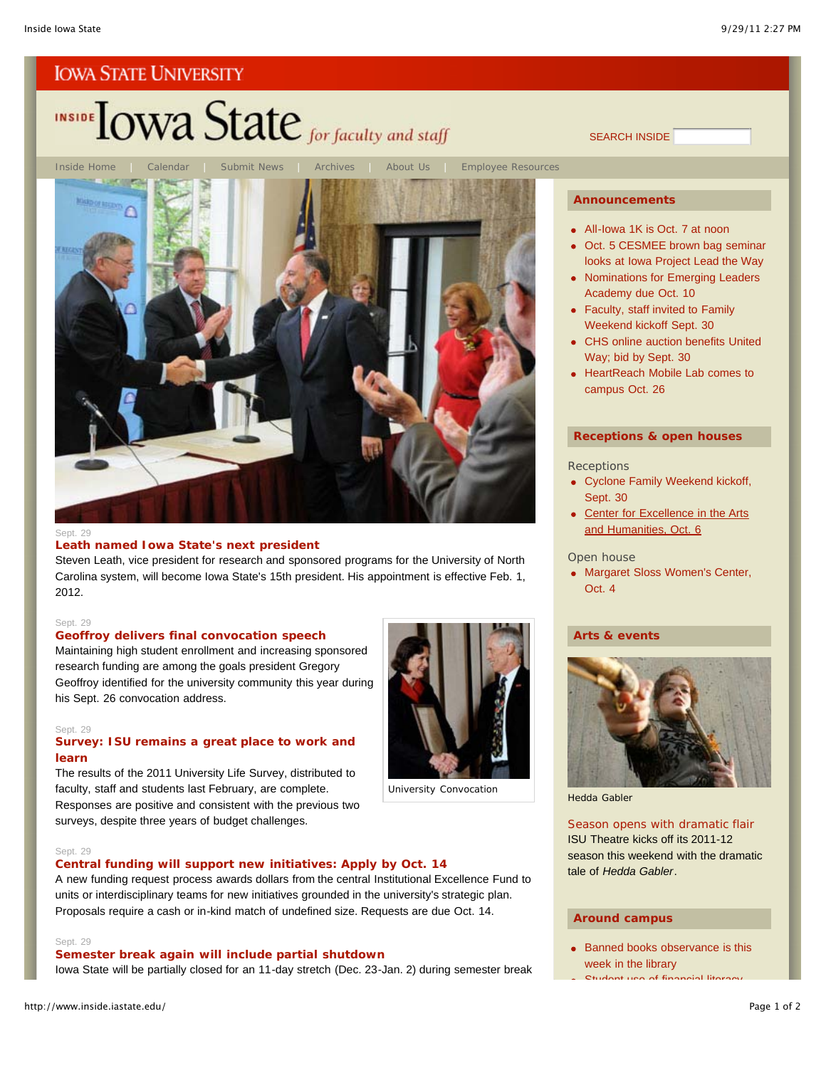IOWA STATE UNIVERSITY

# INSIDE Iowa State *for faculty and staff*

SEARCH INSIDE

Inside Home | Calendar | Submit News | Archives | About Us | Employee Resources

Sept. 29

### Leath named Iowa State's next president

Steven Leath, vice president for research and sponsored programs for the University of North Carolina system, will become Iowa State's 15th president. His appointment is effective Feb. 1, 2012.

Sept. 29

### Geoffroy delivers final convocation speech

Maintaining high student enrollment and increasing sponsored research funding are among the goals president Gregory Geoffroy identified for the university community this year during his Sept. 26 convocation address.

University Convocation

Sept. 29

### Survey: ISU remains a great place to work and learn

The results of the 2011 University Life Survey, distributed to faculty, staff and students last February, are complete. Responses are positive and consistent with the previous two surveys, despite three years of budget challenges.

Sept. 29

### Central funding will support new initiatives: Apply by Oct. 14

A new funding request process awards dollars from the central Institutional Excellence Fund to units or interdisciplinary teams for new initiatives grounded in the university's strategic plan. Proposals require a cash or in-kind match of undefined size. Requests are due Oct. 14.

Sept. 29

### Semester break again will include partial shutdown

Iowa State will be partially closed for an 11-day stretch (Dec. 23-Jan. 2) during semester break

## Announcements

- All-Iowa 1K is Oct. 7 at noon
- Oct. 5 CESMEE brown bag seminar looks at Iowa Project Lead the Way
- Nominations for Emerging Leaders Academy due Oct. 10
- Faculty, staff invited to Family Weekend kickoff Sept. 30
- CHS online auction benefits United Way; bid by Sept. 30
- HeartReach Mobile Lab comes to campus Oct. 26

## Receptions & open houses

Receptions

- Cyclone Family Weekend kickoff, Sept. 30
- Center for Excellence in the Arts and Humanities, Oct. 6

Open house

- Margaret Sloss Women's Center, Oct. 4

## Arts & events

Hedda Gabler

### Season opens with dramatic flair

ISU Theatre kicks off its 2011-12 season this weekend with the dramatic tale of *Hedda Gabler*.

## Around campus

- Banned books observance is this week in the library
- Student use of financial literacy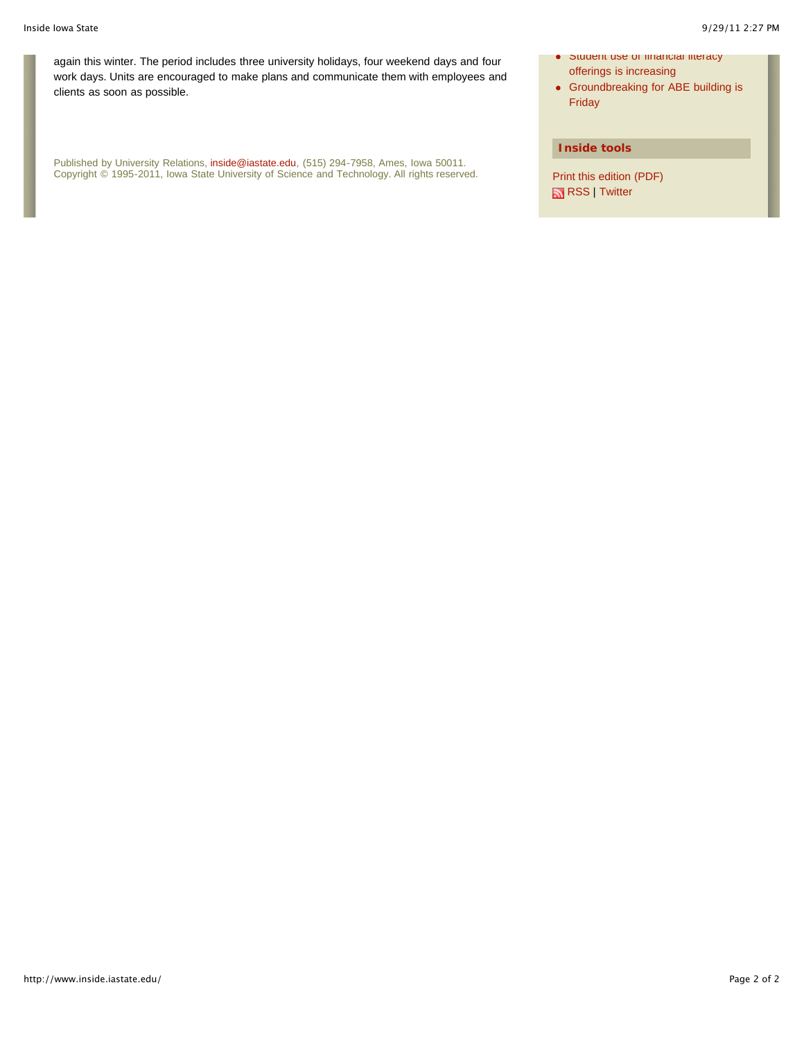again this winter. The period includes three university holidays, four weekend days and four work days. Units are encouraged to make plans and communicate them with employees and clients as soon as possible.

Published by University Relations, inside@iastate.edu, (515) 294-7958, Ames, Iowa 50011.
Copyright © 1995-2011, Iowa State University of Science and Technology. All rights reserved.

- Student use of financial literacy offerings is increasing
- Groundbreaking for ABE building is Friday

### Inside tools

Print this edition (PDF)
RSS | Twitter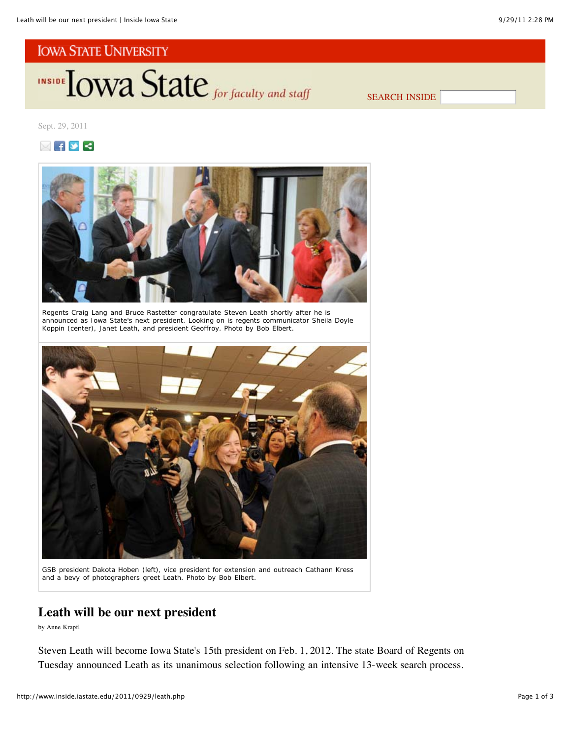IOWA STATE UNIVERSITY

INSIDE Iowa State *for faculty and staff*

SEARCH INSIDE

Sept. 29, 2011

Regents Craig Lang and Bruce Rastetter congratulate Steven Leath shortly after he is announced as Iowa State's next president. Looking on is regents communicator Sheila Doyle Koppin (center), Janet Leath, and president Geoffroy. Photo by Bob Elbert.

GSB president Dakota Hoben (left), vice president for extension and outreach Cathann Kress and a bevy of photographers greet Leath. Photo by Bob Elbert.

# Leath will be our next president

by Anne Krapfl

Steven Leath will become Iowa State's 15th president on Feb. 1, 2012. The state Board of Regents on Tuesday announced Leath as its unanimous selection following an intensive 13-week search process.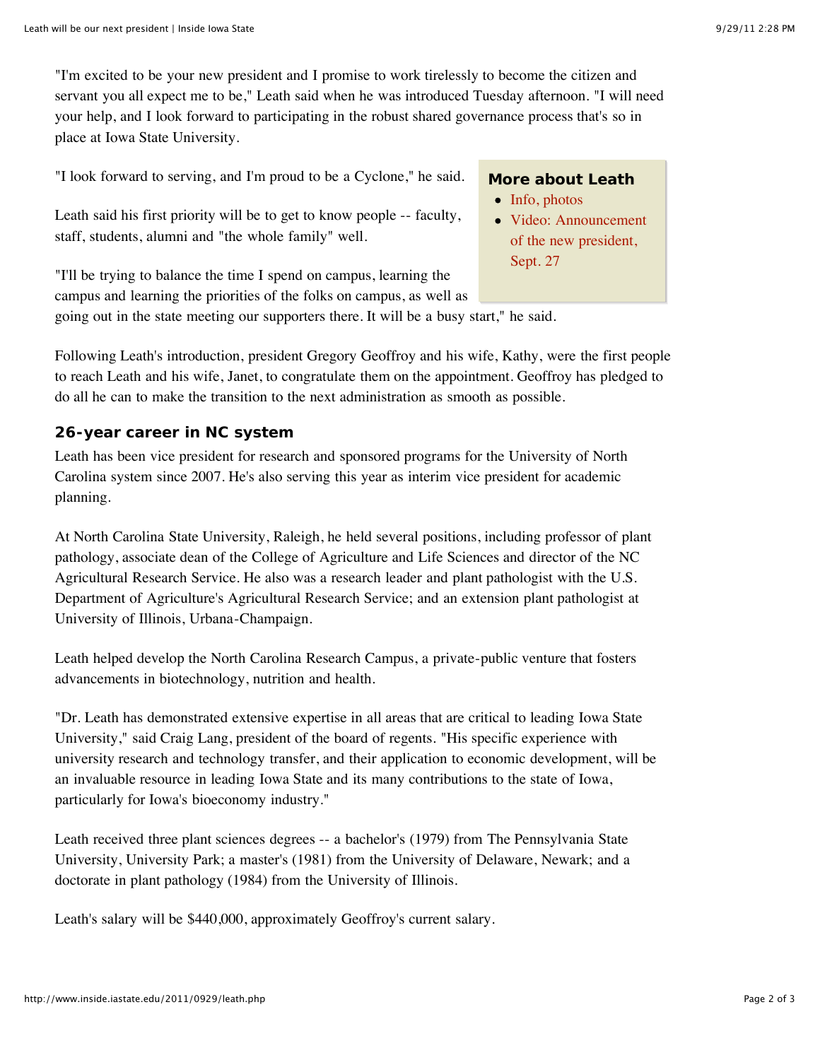"I'm excited to be your new president and I promise to work tirelessly to become the citizen and servant you all expect me to be," Leath said when he was introduced Tuesday afternoon. "I will need your help, and I look forward to participating in the robust shared governance process that's so in place at Iowa State University.

"I look forward to serving, and I'm proud to be a Cyclone," he said.

Leath said his first priority will be to get to know people -- faculty, staff, students, alumni and "the whole family" well.

"I'll be trying to balance the time I spend on campus, learning the campus and learning the priorities of the folks on campus, as well as going out in the state meeting our supporters there. It will be a busy start," he said.

**More about Leath**

- Info, photos
- Video: Announcement of the new president, Sept. 27

Following Leath's introduction, president Gregory Geoffroy and his wife, Kathy, were the first people to reach Leath and his wife, Janet, to congratulate them on the appointment. Geoffroy has pledged to do all he can to make the transition to the next administration as smooth as possible.

### 26-year career in NC system

Leath has been vice president for research and sponsored programs for the University of North Carolina system since 2007. He's also serving this year as interim vice president for academic planning.

At North Carolina State University, Raleigh, he held several positions, including professor of plant pathology, associate dean of the College of Agriculture and Life Sciences and director of the NC Agricultural Research Service. He also was a research leader and plant pathologist with the U.S. Department of Agriculture's Agricultural Research Service; and an extension plant pathologist at University of Illinois, Urbana-Champaign.

Leath helped develop the North Carolina Research Campus, a private-public venture that fosters advancements in biotechnology, nutrition and health.

"Dr. Leath has demonstrated extensive expertise in all areas that are critical to leading Iowa State University," said Craig Lang, president of the board of regents. "His specific experience with university research and technology transfer, and their application to economic development, will be an invaluable resource in leading Iowa State and its many contributions to the state of Iowa, particularly for Iowa's bioeconomy industry."

Leath received three plant sciences degrees -- a bachelor's (1979) from The Pennsylvania State University, University Park; a master's (1981) from the University of Delaware, Newark; and a doctorate in plant pathology (1984) from the University of Illinois.

Leath's salary will be $440,000, approximately Geoffroy's current salary.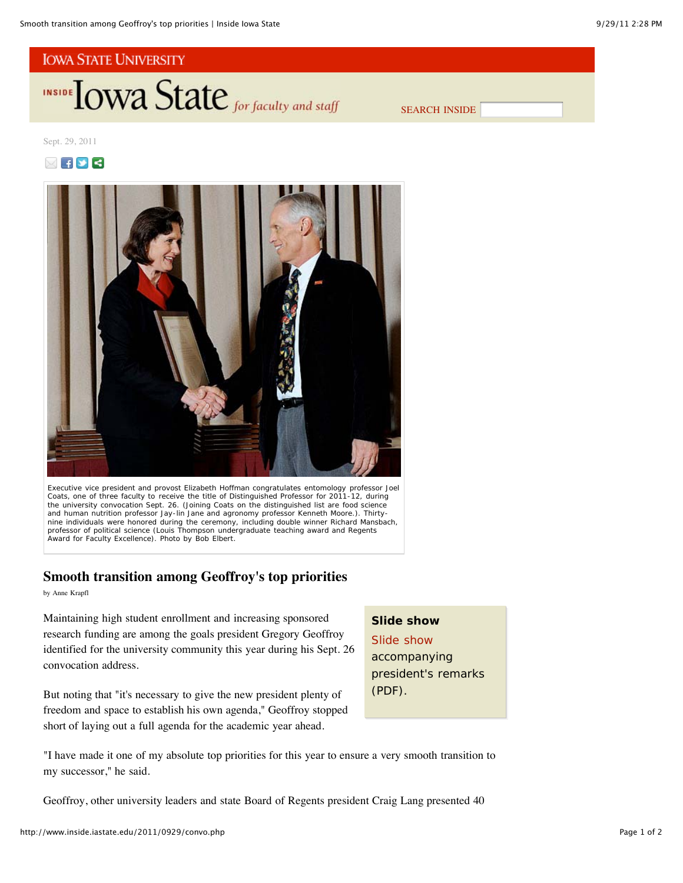IOWA STATE UNIVERSITY

INSIDE Iowa State *for faculty and staff*

SEARCH INSIDE

Sept. 29, 2011

Executive vice president and provost Elizabeth Hoffman congratulates entomology professor Joel Coats, one of three faculty to receive the title of Distinguished Professor for 2011-12, during the university convocation Sept. 26. (Joining Coats on the distinguished list are food science and human nutrition professor Jay-lin Jane and agronomy professor Kenneth Moore.). Thirty-nine individuals were honored during the ceremony, including double winner Richard Mansbach, professor of political science (Louis Thompson undergraduate teaching award and Regents Award for Faculty Excellence). Photo by Bob Elbert.

## Smooth transition among Geoffroy's top priorities

by Anne Krapfl

Maintaining high student enrollment and increasing sponsored research funding are among the goals president Gregory Geoffroy identified for the university community this year during his Sept. 26 convocation address.

But noting that "it's necessary to give the new president plenty of freedom and space to establish his own agenda," Geoffroy stopped short of laying out a full agenda for the academic year ahead.

> **Slide show**
>
> Slide show accompanying president's remarks (PDF).

"I have made it one of my absolute top priorities for this year to ensure a very smooth transition to my successor," he said.

Geoffroy, other university leaders and state Board of Regents president Craig Lang presented 40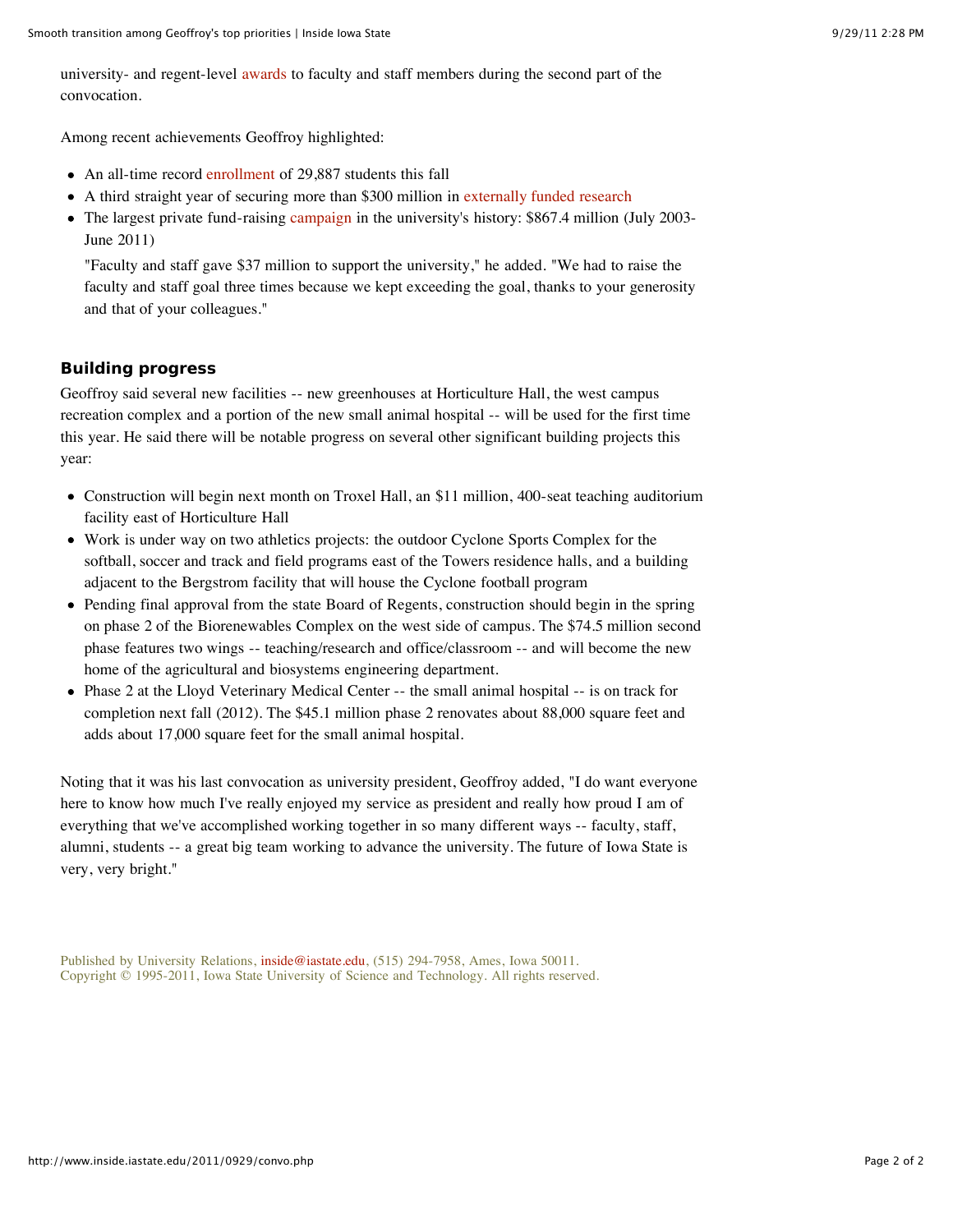university- and regent-level awards to faculty and staff members during the second part of the convocation.

Among recent achievements Geoffroy highlighted:

- An all-time record enrollment of 29,887 students this fall
- A third straight year of securing more than $300 million in externally funded research
- The largest private fund-raising campaign in the university's history: $867.4 million (July 2003-June 2011)

  "Faculty and staff gave $37 million to support the university," he added. "We had to raise the faculty and staff goal three times because we kept exceeding the goal, thanks to your generosity and that of your colleagues."

### Building progress

Geoffroy said several new facilities -- new greenhouses at Horticulture Hall, the west campus recreation complex and a portion of the new small animal hospital -- will be used for the first time this year. He said there will be notable progress on several other significant building projects this year:

- Construction will begin next month on Troxel Hall, an $11 million, 400-seat teaching auditorium facility east of Horticulture Hall
- Work is under way on two athletics projects: the outdoor Cyclone Sports Complex for the softball, soccer and track and field programs east of the Towers residence halls, and a building adjacent to the Bergstrom facility that will house the Cyclone football program
- Pending final approval from the state Board of Regents, construction should begin in the spring on phase 2 of the Biorenewables Complex on the west side of campus. The $74.5 million second phase features two wings -- teaching/research and office/classroom -- and will become the new home of the agricultural and biosystems engineering department.
- Phase 2 at the Lloyd Veterinary Medical Center -- the small animal hospital -- is on track for completion next fall (2012). The $45.1 million phase 2 renovates about 88,000 square feet and adds about 17,000 square feet for the small animal hospital.

Noting that it was his last convocation as university president, Geoffroy added, "I do want everyone here to know how much I've really enjoyed my service as president and really how proud I am of everything that we've accomplished working together in so many different ways -- faculty, staff, alumni, students -- a great big team working to advance the university. The future of Iowa State is very, very bright."

Published by University Relations, inside@iastate.edu, (515) 294-7958, Ames, Iowa 50011.
Copyright © 1995-2011, Iowa State University of Science and Technology. All rights reserved.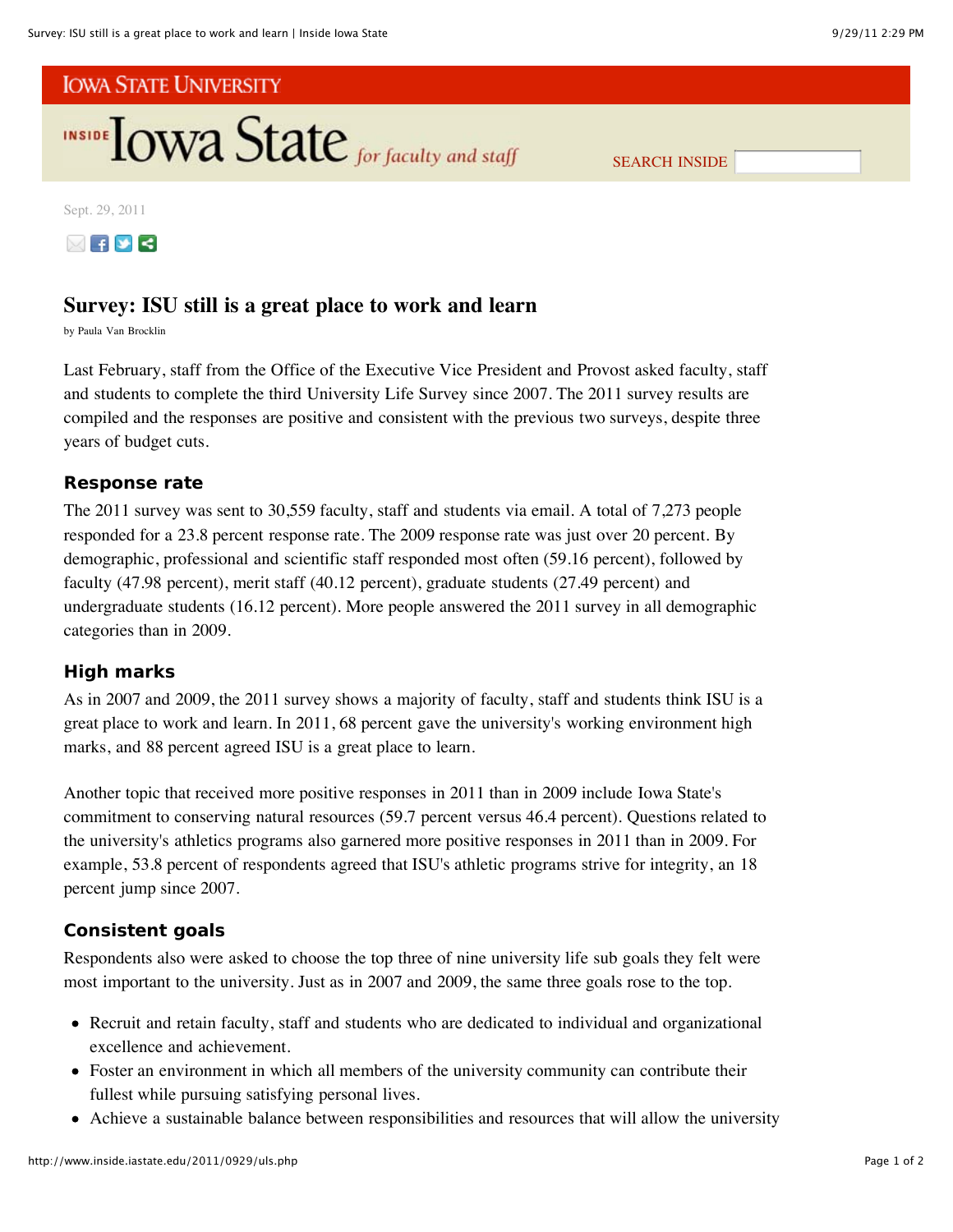Sept. 29, 2011

# Survey: ISU still is a great place to work and learn

by Paula Van Brocklin

Last February, staff from the Office of the Executive Vice President and Provost asked faculty, staff and students to complete the third University Life Survey since 2007. The 2011 survey results are compiled and the responses are positive and consistent with the previous two surveys, despite three years of budget cuts.

## Response rate

The 2011 survey was sent to 30,559 faculty, staff and students via email. A total of 7,273 people responded for a 23.8 percent response rate. The 2009 response rate was just over 20 percent. By demographic, professional and scientific staff responded most often (59.16 percent), followed by faculty (47.98 percent), merit staff (40.12 percent), graduate students (27.49 percent) and undergraduate students (16.12 percent). More people answered the 2011 survey in all demographic categories than in 2009.

## High marks

As in 2007 and 2009, the 2011 survey shows a majority of faculty, staff and students think ISU is a great place to work and learn. In 2011, 68 percent gave the university's working environment high marks, and 88 percent agreed ISU is a great place to learn.

Another topic that received more positive responses in 2011 than in 2009 include Iowa State's commitment to conserving natural resources (59.7 percent versus 46.4 percent). Questions related to the university's athletics programs also garnered more positive responses in 2011 than in 2009. For example, 53.8 percent of respondents agreed that ISU's athletic programs strive for integrity, an 18 percent jump since 2007.

## Consistent goals

Respondents also were asked to choose the top three of nine university life sub goals they felt were most important to the university. Just as in 2007 and 2009, the same three goals rose to the top.

- Recruit and retain faculty, staff and students who are dedicated to individual and organizational excellence and achievement.
- Foster an environment in which all members of the university community can contribute their fullest while pursuing satisfying personal lives.
- Achieve a sustainable balance between responsibilities and resources that will allow the university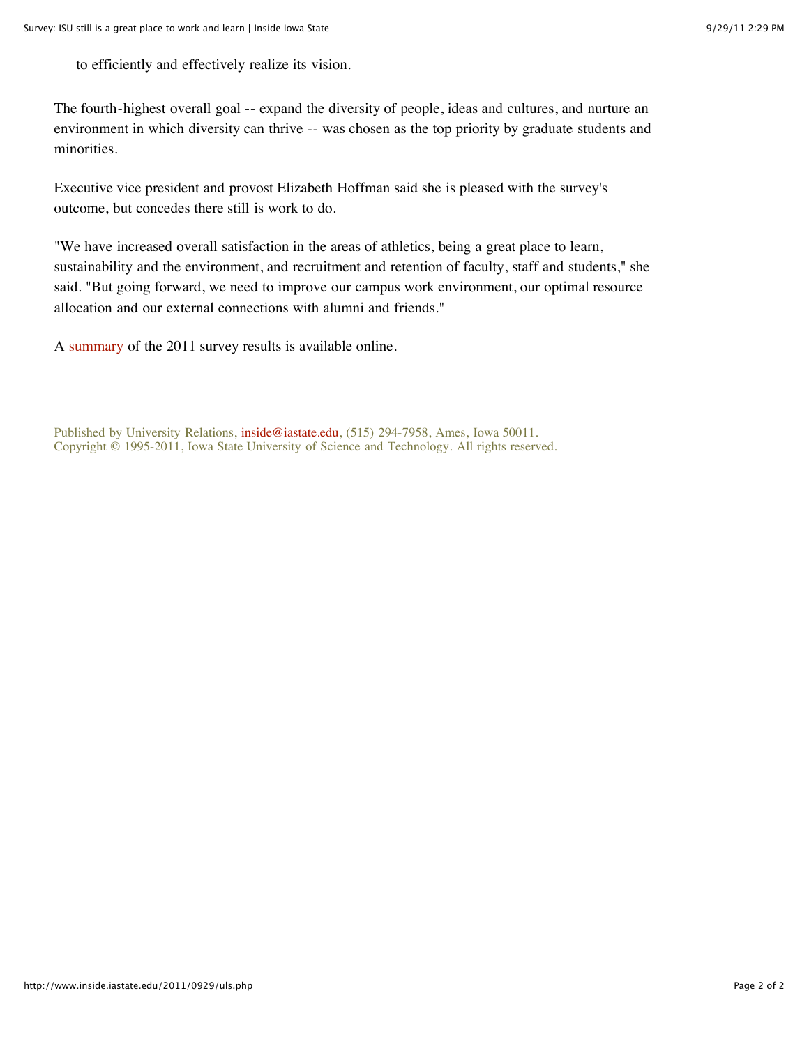to efficiently and effectively realize its vision.

The fourth-highest overall goal -- expand the diversity of people, ideas and cultures, and nurture an environment in which diversity can thrive -- was chosen as the top priority by graduate students and minorities.

Executive vice president and provost Elizabeth Hoffman said she is pleased with the survey's outcome, but concedes there still is work to do.

"We have increased overall satisfaction in the areas of athletics, being a great place to learn, sustainability and the environment, and recruitment and retention of faculty, staff and students," she said. "But going forward, we need to improve our campus work environment, our optimal resource allocation and our external connections with alumni and friends."

A summary of the 2011 survey results is available online.

Published by University Relations, inside@iastate.edu, (515) 294-7958, Ames, Iowa 50011.
Copyright © 1995-2011, Iowa State University of Science and Technology. All rights reserved.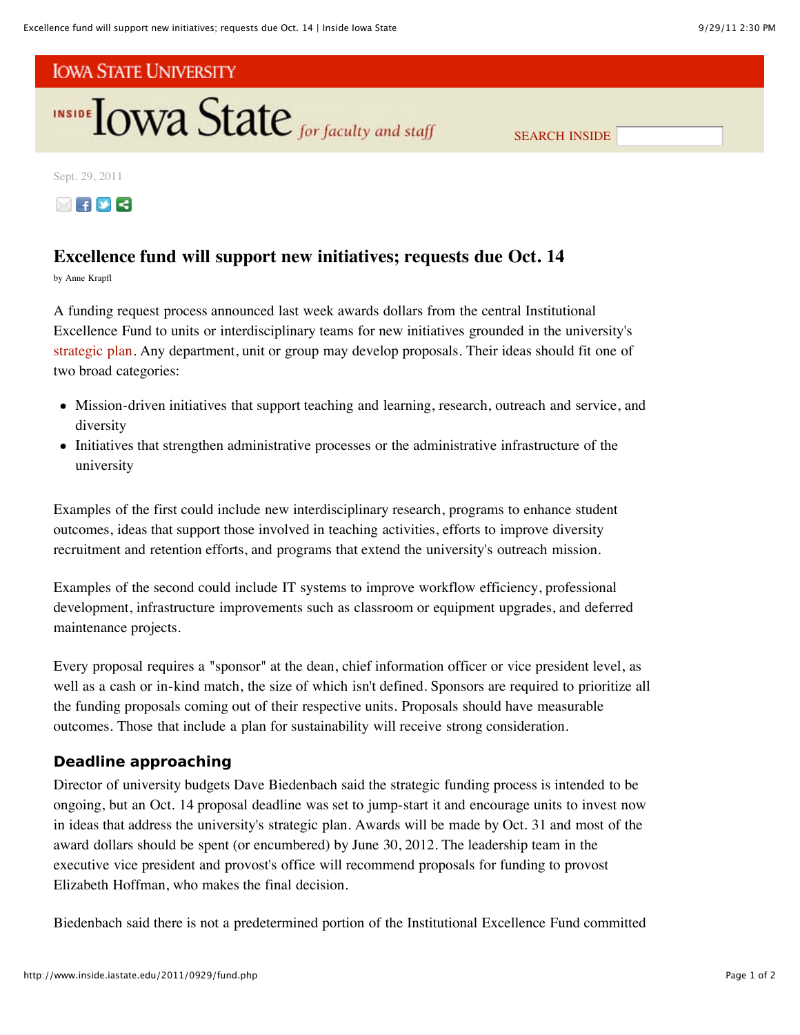Sept. 29, 2011

# Excellence fund will support new initiatives; requests due Oct. 14

by Anne Krapfl

A funding request process announced last week awards dollars from the central Institutional Excellence Fund to units or interdisciplinary teams for new initiatives grounded in the university's strategic plan. Any department, unit or group may develop proposals. Their ideas should fit one of two broad categories:

- Mission-driven initiatives that support teaching and learning, research, outreach and service, and diversity
- Initiatives that strengthen administrative processes or the administrative infrastructure of the university

Examples of the first could include new interdisciplinary research, programs to enhance student outcomes, ideas that support those involved in teaching activities, efforts to improve diversity recruitment and retention efforts, and programs that extend the university's outreach mission.

Examples of the second could include IT systems to improve workflow efficiency, professional development, infrastructure improvements such as classroom or equipment upgrades, and deferred maintenance projects.

Every proposal requires a "sponsor" at the dean, chief information officer or vice president level, as well as a cash or in-kind match, the size of which isn't defined. Sponsors are required to prioritize all the funding proposals coming out of their respective units. Proposals should have measurable outcomes. Those that include a plan for sustainability will receive strong consideration.

## Deadline approaching

Director of university budgets Dave Biedenbach said the strategic funding process is intended to be ongoing, but an Oct. 14 proposal deadline was set to jump-start it and encourage units to invest now in ideas that address the university's strategic plan. Awards will be made by Oct. 31 and most of the award dollars should be spent (or encumbered) by June 30, 2012. The leadership team in the executive vice president and provost's office will recommend proposals for funding to provost Elizabeth Hoffman, who makes the final decision.

Biedenbach said there is not a predetermined portion of the Institutional Excellence Fund committed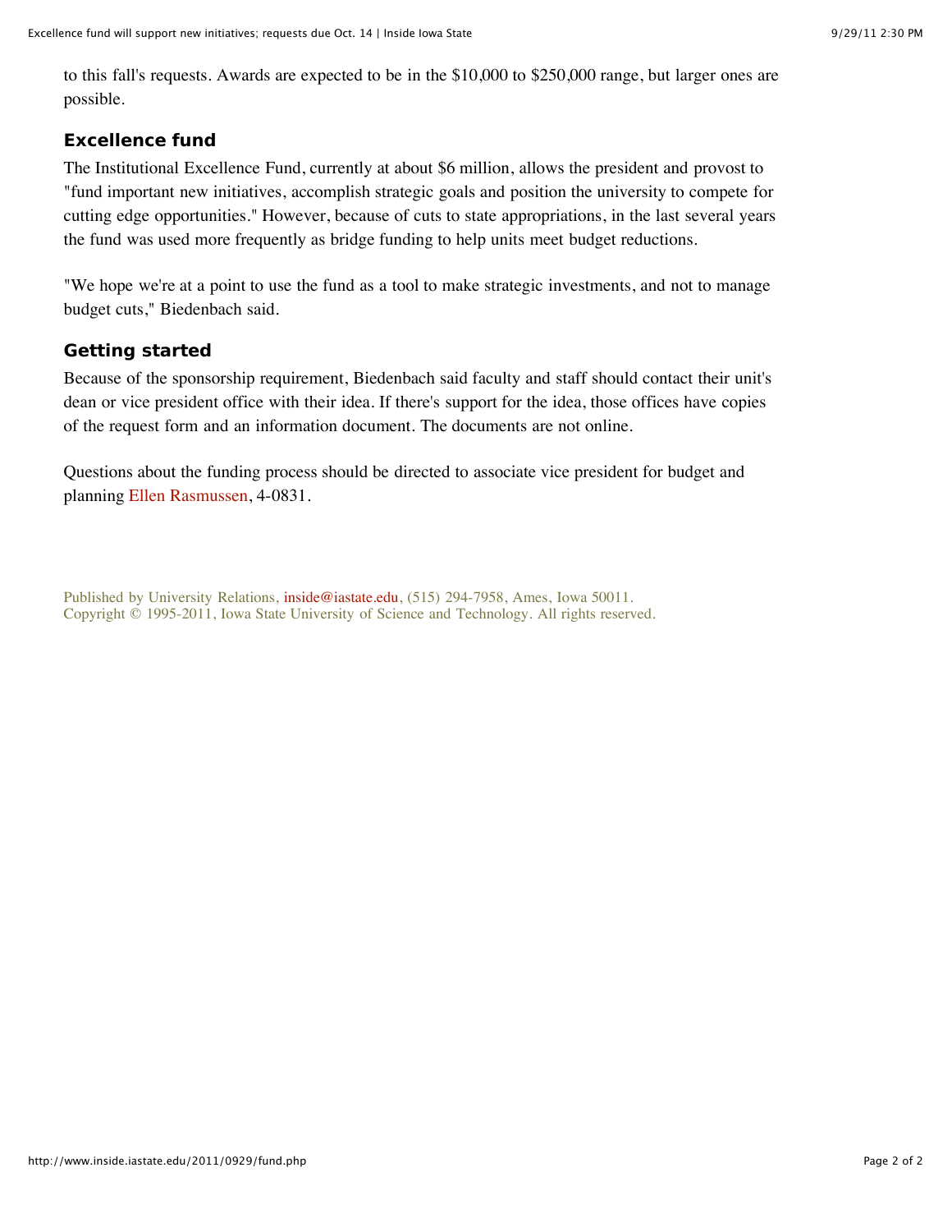to this fall's requests. Awards are expected to be in the $10,000 to $250,000 range, but larger ones are possible.

### Excellence fund

The Institutional Excellence Fund, currently at about $6 million, allows the president and provost to "fund important new initiatives, accomplish strategic goals and position the university to compete for cutting edge opportunities." However, because of cuts to state appropriations, in the last several years the fund was used more frequently as bridge funding to help units meet budget reductions.

"We hope we're at a point to use the fund as a tool to make strategic investments, and not to manage budget cuts," Biedenbach said.

### Getting started

Because of the sponsorship requirement, Biedenbach said faculty and staff should contact their unit's dean or vice president office with their idea. If there's support for the idea, those offices have copies of the request form and an information document. The documents are not online.

Questions about the funding process should be directed to associate vice president for budget and planning Ellen Rasmussen, 4-0831.

Published by University Relations, inside@iastate.edu, (515) 294-7958, Ames, Iowa 50011.
Copyright © 1995-2011, Iowa State University of Science and Technology. All rights reserved.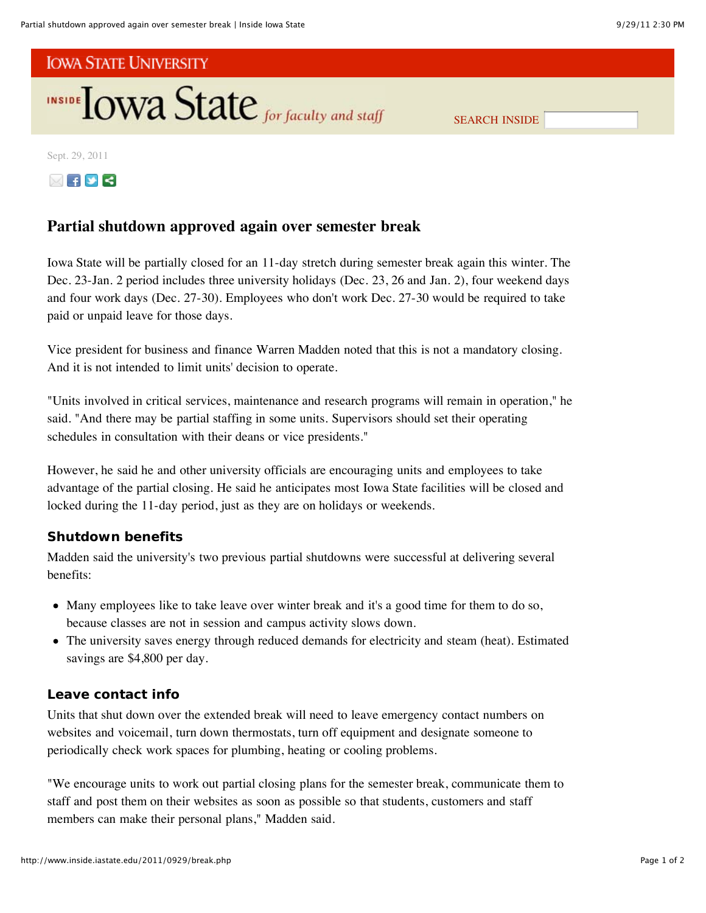IOWA STATE UNIVERSITY

INSIDE Iowa State *for faculty and staff*

Sept. 29, 2011

# Partial shutdown approved again over semester break

Iowa State will be partially closed for an 11-day stretch during semester break again this winter. The Dec. 23-Jan. 2 period includes three university holidays (Dec. 23, 26 and Jan. 2), four weekend days and four work days (Dec. 27-30). Employees who don't work Dec. 27-30 would be required to take paid or unpaid leave for those days.

Vice president for business and finance Warren Madden noted that this is not a mandatory closing. And it is not intended to limit units' decision to operate.

"Units involved in critical services, maintenance and research programs will remain in operation," he said. "And there may be partial staffing in some units. Supervisors should set their operating schedules in consultation with their deans or vice presidents."

However, he said he and other university officials are encouraging units and employees to take advantage of the partial closing. He said he anticipates most Iowa State facilities will be closed and locked during the 11-day period, just as they are on holidays or weekends.

## Shutdown benefits

Madden said the university's two previous partial shutdowns were successful at delivering several benefits:

- Many employees like to take leave over winter break and it's a good time for them to do so, because classes are not in session and campus activity slows down.
- The university saves energy through reduced demands for electricity and steam (heat). Estimated savings are $4,800 per day.

## Leave contact info

Units that shut down over the extended break will need to leave emergency contact numbers on websites and voicemail, turn down thermostats, turn off equipment and designate someone to periodically check work spaces for plumbing, heating or cooling problems.

"We encourage units to work out partial closing plans for the semester break, communicate them to staff and post them on their websites as soon as possible so that students, customers and staff members can make their personal plans," Madden said.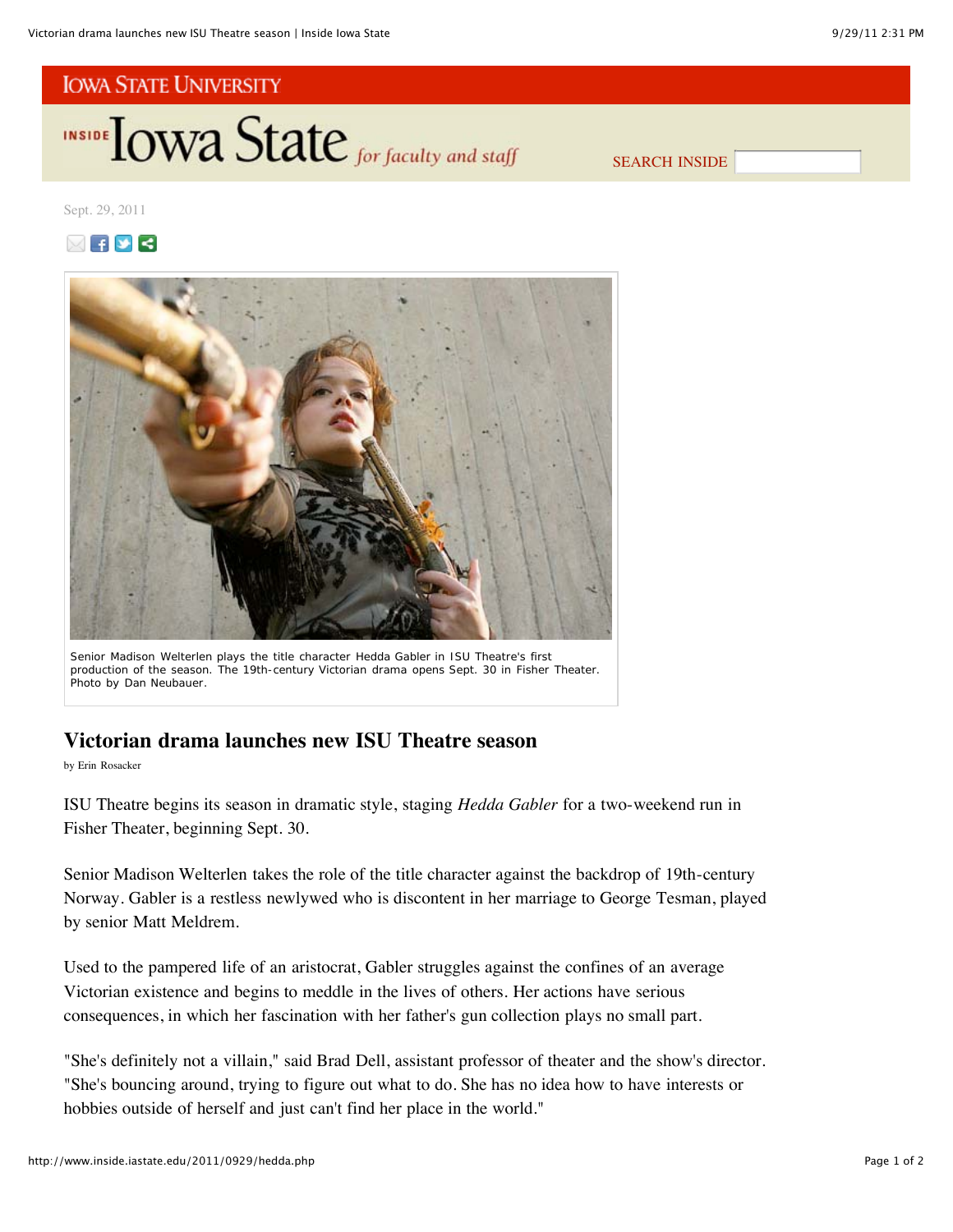Sept. 29, 2011

Senior Madison Welterlen plays the title character Hedda Gabler in ISU Theatre's first production of the season. The 19th-century Victorian drama opens Sept. 30 in Fisher Theater. Photo by Dan Neubauer.

## Victorian drama launches new ISU Theatre season

by Erin Rosacker

ISU Theatre begins its season in dramatic style, staging *Hedda Gabler* for a two-weekend run in Fisher Theater, beginning Sept. 30.

Senior Madison Welterlen takes the role of the title character against the backdrop of 19th-century Norway. Gabler is a restless newlywed who is discontent in her marriage to George Tesman, played by senior Matt Meldrem.

Used to the pampered life of an aristocrat, Gabler struggles against the confines of an average Victorian existence and begins to meddle in the lives of others. Her actions have serious consequences, in which her fascination with her father's gun collection plays no small part.

"She's definitely not a villain," said Brad Dell, assistant professor of theater and the show's director. "She's bouncing around, trying to figure out what to do. She has no idea how to have interests or hobbies outside of herself and just can't find her place in the world."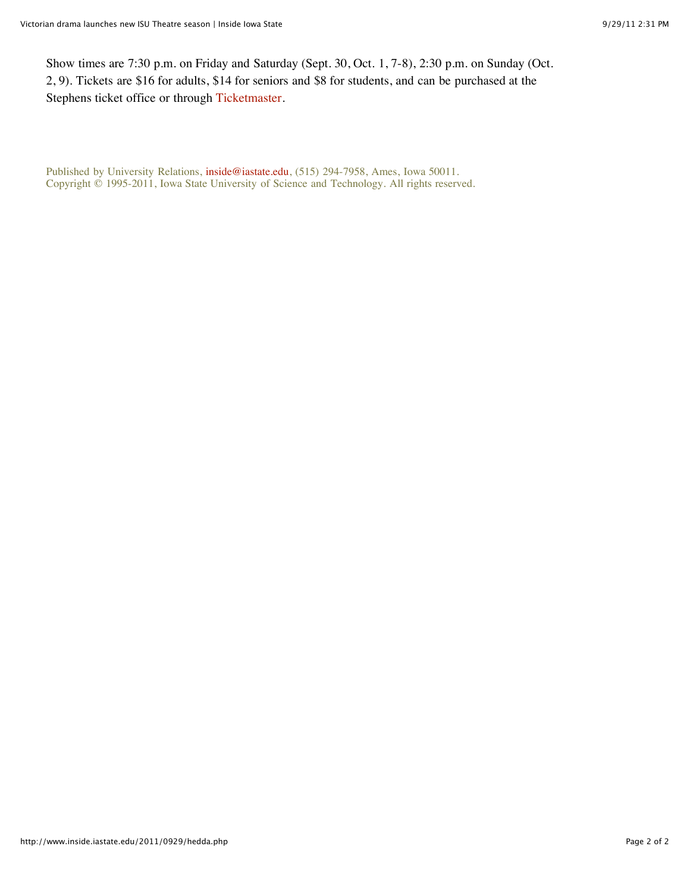Show times are 7:30 p.m. on Friday and Saturday (Sept. 30, Oct. 1, 7-8), 2:30 p.m. on Sunday (Oct. 2, 9). Tickets are $16 for adults, $14 for seniors and $8 for students, and can be purchased at the Stephens ticket office or through Ticketmaster.

Published by University Relations, inside@iastate.edu, (515) 294-7958, Ames, Iowa 50011.
Copyright © 1995-2011, Iowa State University of Science and Technology. All rights reserved.